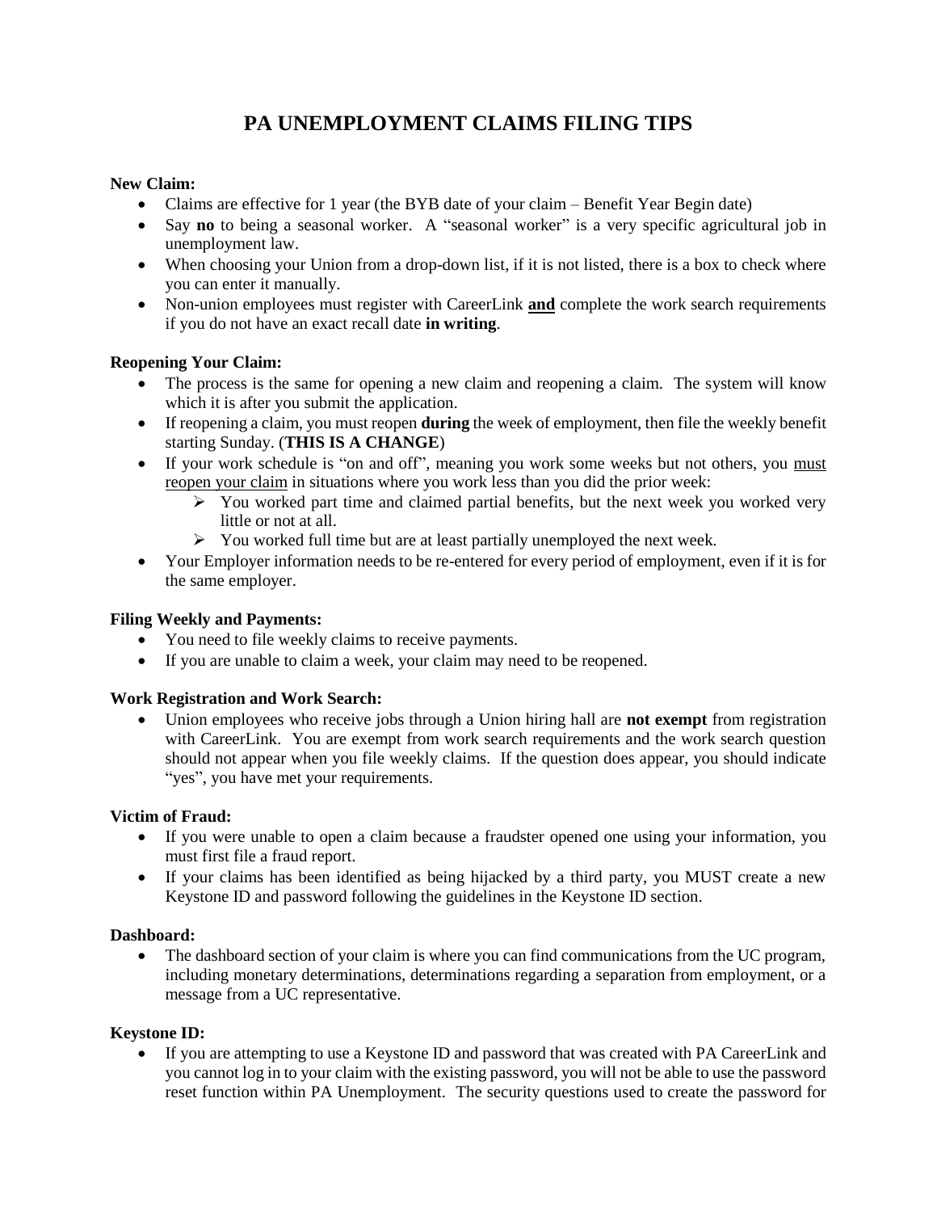# PA UNEMPLOYMENT CLAIMS FILING TIPS

**New Claim:**

- Claims are effective for 1 year (the BYB date of your claim – Benefit Year Begin date)
- Say **no** to being a seasonal worker. A "seasonal worker" is a very specific agricultural job in unemployment law.
- When choosing your Union from a drop-down list, if it is not listed, there is a box to check where you can enter it manually.
- Non-union employees must register with CareerLink **and** complete the work search requirements if you do not have an exact recall date **in writing**.

**Reopening Your Claim:**

- The process is the same for opening a new claim and reopening a claim. The system will know which it is after you submit the application.
- If reopening a claim, you must reopen **during** the week of employment, then file the weekly benefit starting Sunday. (**THIS IS A CHANGE**)
- If your work schedule is "on and off", meaning you work some weeks but not others, you must reopen your claim in situations where you work less than you did the prior week:
  - You worked part time and claimed partial benefits, but the next week you worked very little or not at all.
  - You worked full time but are at least partially unemployed the next week.
- Your Employer information needs to be re-entered for every period of employment, even if it is for the same employer.

**Filing Weekly and Payments:**

- You need to file weekly claims to receive payments.
- If you are unable to claim a week, your claim may need to be reopened.

**Work Registration and Work Search:**

- Union employees who receive jobs through a Union hiring hall are **not exempt** from registration with CareerLink. You are exempt from work search requirements and the work search question should not appear when you file weekly claims. If the question does appear, you should indicate "yes", you have met your requirements.

**Victim of Fraud:**

- If you were unable to open a claim because a fraudster opened one using your information, you must first file a fraud report.
- If your claims has been identified as being hijacked by a third party, you MUST create a new Keystone ID and password following the guidelines in the Keystone ID section.

**Dashboard:**

- The dashboard section of your claim is where you can find communications from the UC program, including monetary determinations, determinations regarding a separation from employment, or a message from a UC representative.

**Keystone ID:**

- If you are attempting to use a Keystone ID and password that was created with PA CareerLink and you cannot log in to your claim with the existing password, you will not be able to use the password reset function within PA Unemployment. The security questions used to create the password for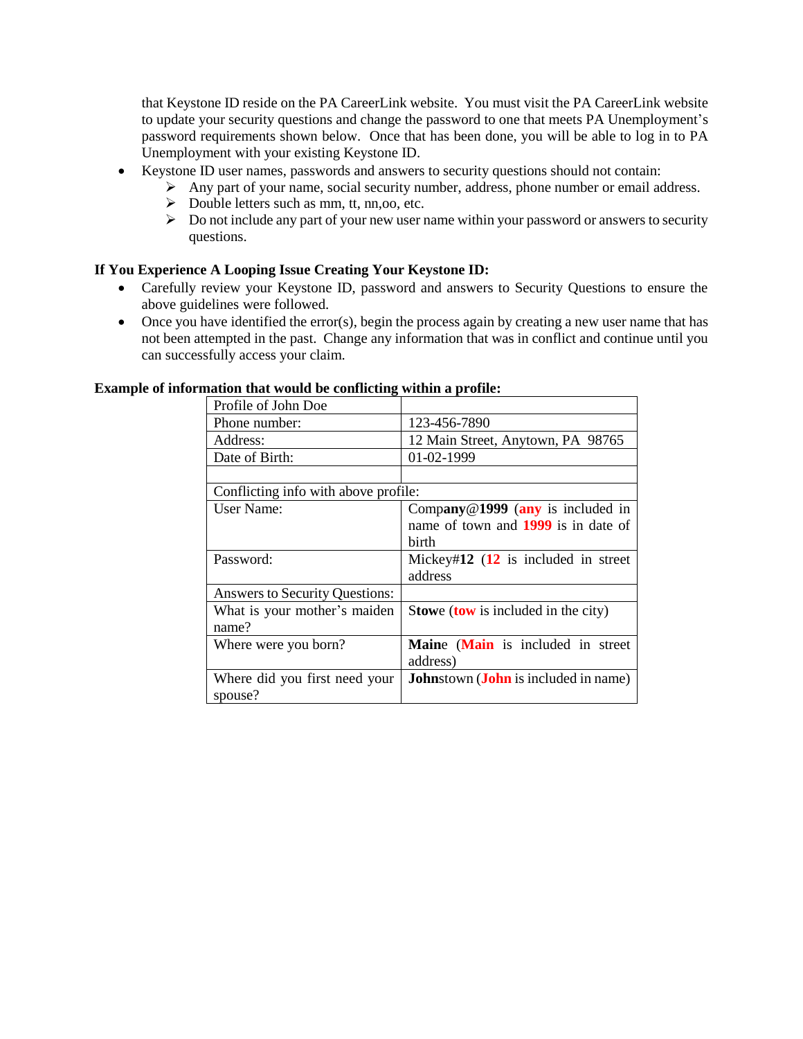that Keystone ID reside on the PA CareerLink website. You must visit the PA CareerLink website to update your security questions and change the password to one that meets PA Unemployment's password requirements shown below. Once that has been done, you will be able to log in to PA Unemployment with your existing Keystone ID.

- Keystone ID user names, passwords and answers to security questions should not contain:
  - Any part of your name, social security number, address, phone number or email address.
  - Double letters such as mm, tt, nn,oo, etc.
  - Do not include any part of your new user name within your password or answers to security questions.

**If You Experience A Looping Issue Creating Your Keystone ID:**

- Carefully review your Keystone ID, password and answers to Security Questions to ensure the above guidelines were followed.
- Once you have identified the error(s), begin the process again by creating a new user name that has not been attempted in the past. Change any information that was in conflict and continue until you can successfully access your claim.

**Example of information that would be conflicting within a profile:**

| Profile of John Doe | |
|---|---|
| Phone number: | 123-456-7890 |
| Address: | 12 Main Street, Anytown, PA 98765 |
| Date of Birth: | 01-02-1999 |
| | |
| Conflicting info with above profile: | |
| User Name: | Comp**any**@**1999** (**any** is included in name of town and **1999** is in date of birth |
| Password: | Mickey#**12** (**12** is included in street address |
| Answers to Security Questions: | |
| What is your mother's maiden name? | S**towe** (**tow** is included in the city) |
| Where were you born? | **Main**e (**Main** is included in street address) |
| Where did you first need your spouse? | **John**stown (**John** is included in name) |